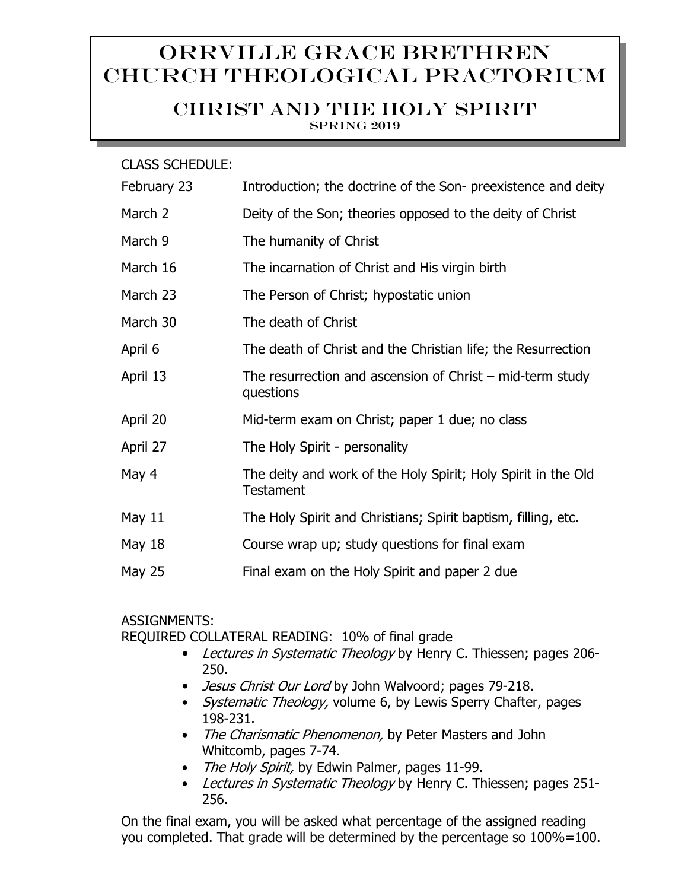# Orrville Grace Brethren Church Theological Practorium

## Christ and the Holy Spirit

### Spring 2019

<u>CLASS SCHEDULE</u>:

| Date | Topic |
|---|---|
| February 23 | Introduction; the doctrine of the Son- preexistence and deity |
| March 2 | Deity of the Son; theories opposed to the deity of Christ |
| March 9 | The humanity of Christ |
| March 16 | The incarnation of Christ and His virgin birth |
| March 23 | The Person of Christ; hypostatic union |
| March 30 | The death of Christ |
| April 6 | The death of Christ and the Christian life; the Resurrection |
| April 13 | The resurrection and ascension of Christ – mid-term study questions |
| April 20 | Mid-term exam on Christ; paper 1 due; no class |
| April 27 | The Holy Spirit - personality |
| May 4 | The deity and work of the Holy Spirit; Holy Spirit in the Old Testament |
| May 11 | The Holy Spirit and Christians; Spirit baptism, filling, etc. |
| May 18 | Course wrap up; study questions for final exam |
| May 25 | Final exam on the Holy Spirit and paper 2 due |

<u>ASSIGNMENTS</u>:

REQUIRED COLLATERAL READING: 10% of final grade

- *Lectures in Systematic Theology* by Henry C. Thiessen; pages 206-250.
- *Jesus Christ Our Lord* by John Walvoord; pages 79-218.
- *Systematic Theology,* volume 6, by Lewis Sperry Chafter, pages 198-231.
- *The Charismatic Phenomenon,* by Peter Masters and John Whitcomb, pages 7-74.
- *The Holy Spirit,* by Edwin Palmer, pages 11-99.
- *Lectures in Systematic Theology* by Henry C. Thiessen; pages 251-256.

On the final exam, you will be asked what percentage of the assigned reading you completed. That grade will be determined by the percentage so 100%=100.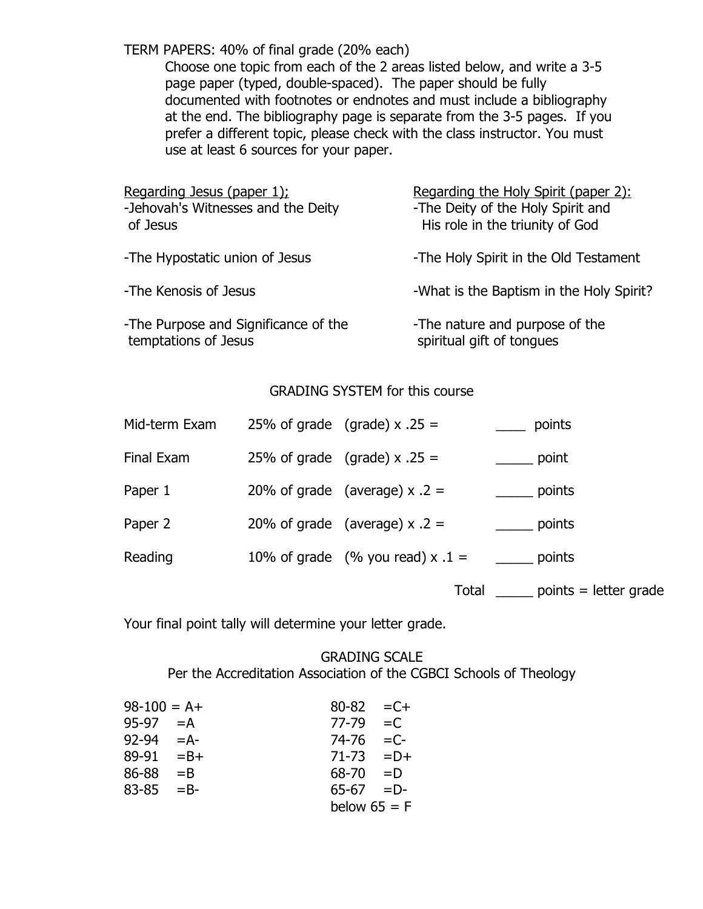TERM PAPERS: 40% of final grade (20% each)

Choose one topic from each of the 2 areas listed below, and write a 3-5 page paper (typed, double-spaced). The paper should be fully documented with footnotes or endnotes and must include a bibliography at the end. The bibliography page is separate from the 3-5 pages. If you prefer a different topic, please check with the class instructor. You must use at least 6 sources for your paper.

<u>Regarding Jesus (paper 1);</u>

- -Jehovah's Witnesses and the Deity of Jesus
- -The Hypostatic union of Jesus
- -The Kenosis of Jesus
- -The Purpose and Significance of the temptations of Jesus

<u>Regarding the Holy Spirit (paper 2):</u>

- -The Deity of the Holy Spirit and His role in the triunity of God
- -The Holy Spirit in the Old Testament
- -What is the Baptism in the Holy Spirit?
- -The nature and purpose of the spiritual gift of tongues

GRADING SYSTEM for this course

| | | | |
|---|---|---|---|
| Mid-term Exam | 25% of grade | (grade) x .25 = | ____ points |
| Final Exam | 25% of grade | (grade) x .25 = | _____ point |
| Paper 1 | 20% of grade | (average) x .2 = | _____ points |
| Paper 2 | 20% of grade | (average) x .2 = | _____ points |
| Reading | 10% of grade | (% you read) x .1 = | _____ points |
| | | Total | _____ points = letter grade |

Your final point tally will determine your letter grade.

GRADING SCALE
Per the Accreditation Association of the CGBCI Schools of Theology

| | | | |
|---|---|---|---|
| 98-100 | =A+ | 80-82 | =C+ |
| 95-97 | =A | 77-79 | =C |
| 92-94 | =A- | 74-76 | =C- |
| 89-91 | =B+ | 71-73 | =D+ |
| 86-88 | =B | 68-70 | =D |
| 83-85 | =B- | 65-67 | =D- |
| | | below 65 | = F |